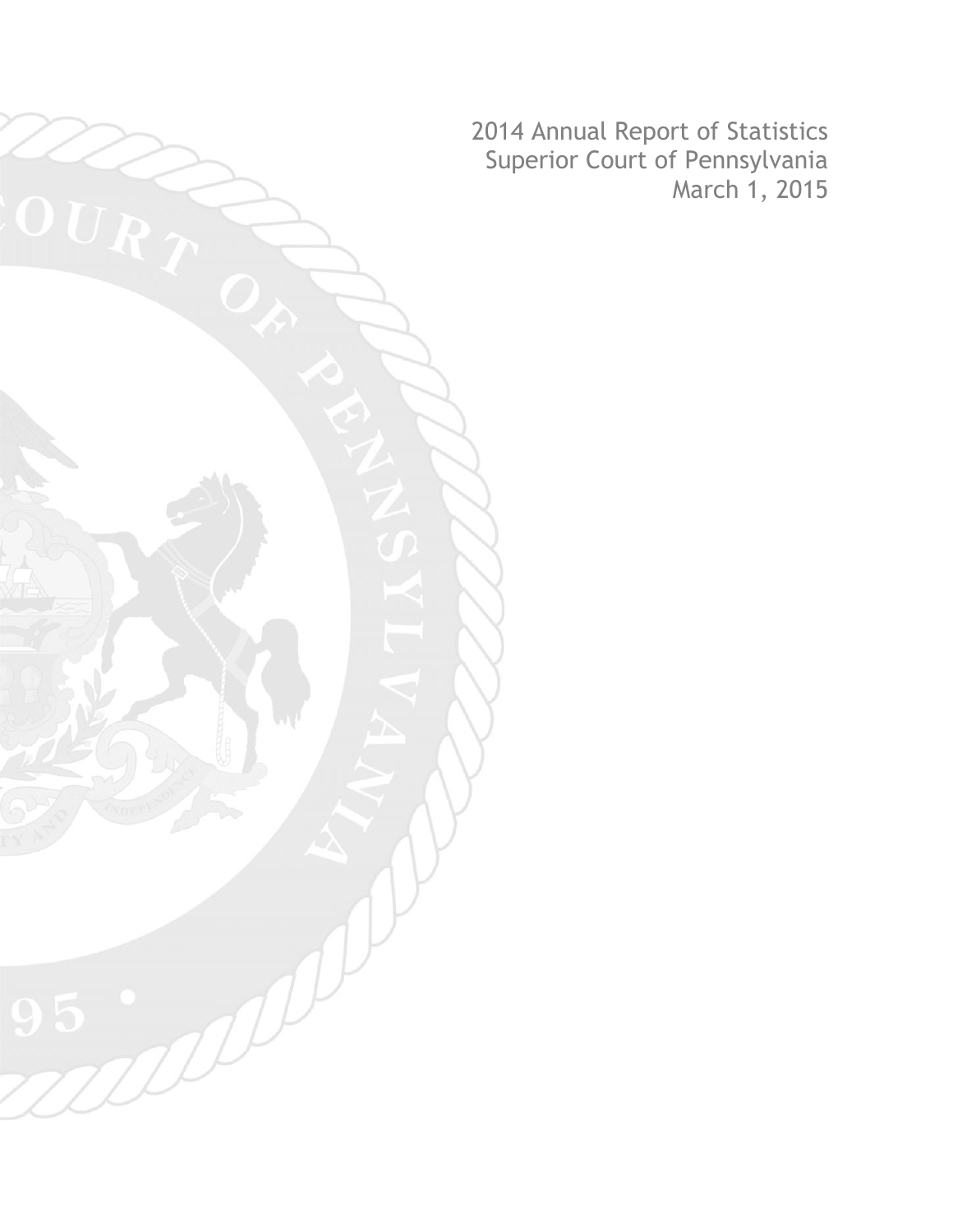2014 Annual Report of Statistics
Superior Court of Pennsylvania
March 1, 2015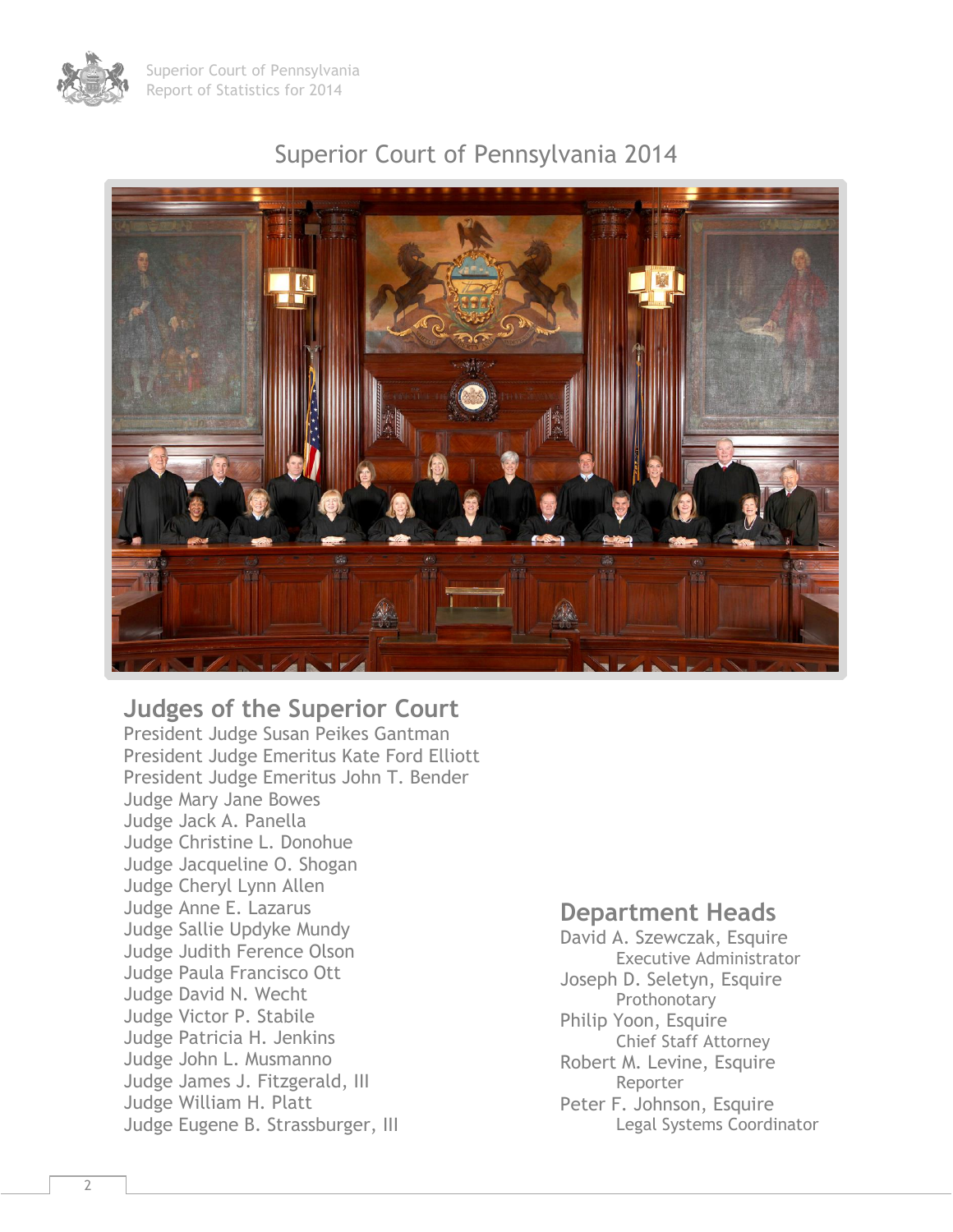# Superior Court of Pennsylvania 2014

## Judges of the Superior Court

President Judge Susan Peikes Gantman
President Judge Emeritus Kate Ford Elliott
President Judge Emeritus John T. Bender
Judge Mary Jane Bowes
Judge Jack A. Panella
Judge Christine L. Donohue
Judge Jacqueline O. Shogan
Judge Cheryl Lynn Allen
Judge Anne E. Lazarus
Judge Sallie Updyke Mundy
Judge Judith Ference Olson
Judge Paula Francisco Ott
Judge David N. Wecht
Judge Victor P. Stabile
Judge Patricia H. Jenkins
Judge John L. Musmanno
Judge James J. Fitzgerald, III
Judge William H. Platt
Judge Eugene B. Strassburger, III

## Department Heads

David A. Szewczak, Esquire
Executive Administrator

Joseph D. Seletyn, Esquire
Prothonotary

Philip Yoon, Esquire
Chief Staff Attorney

Robert M. Levine, Esquire
Reporter

Peter F. Johnson, Esquire
Legal Systems Coordinator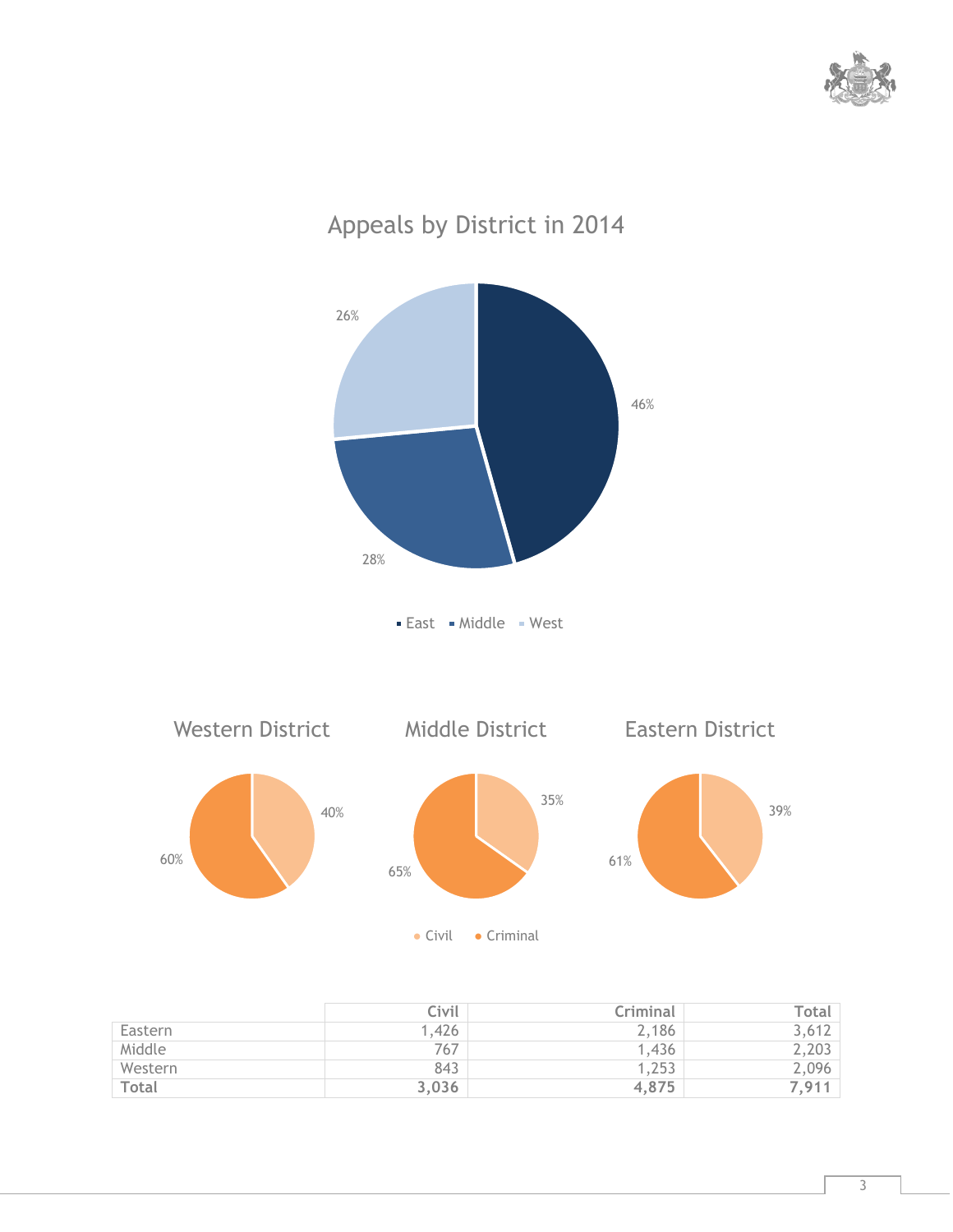## Appeals by District in 2014

East 46%, Middle 28%, West 26%

Western District: Civil 40%, Criminal 60%

Middle District: Civil 35%, Criminal 65%

Eastern District: Civil 39%, Criminal 61%

| | Civil | Criminal | Total |
|---|---|---|---|
| Eastern | 1,426 | 2,186 | 3,612 |
| Middle | 767 | 1,436 | 2,203 |
| Western | 843 | 1,253 | 2,096 |
| **Total** | **3,036** | **4,875** | **7,911** |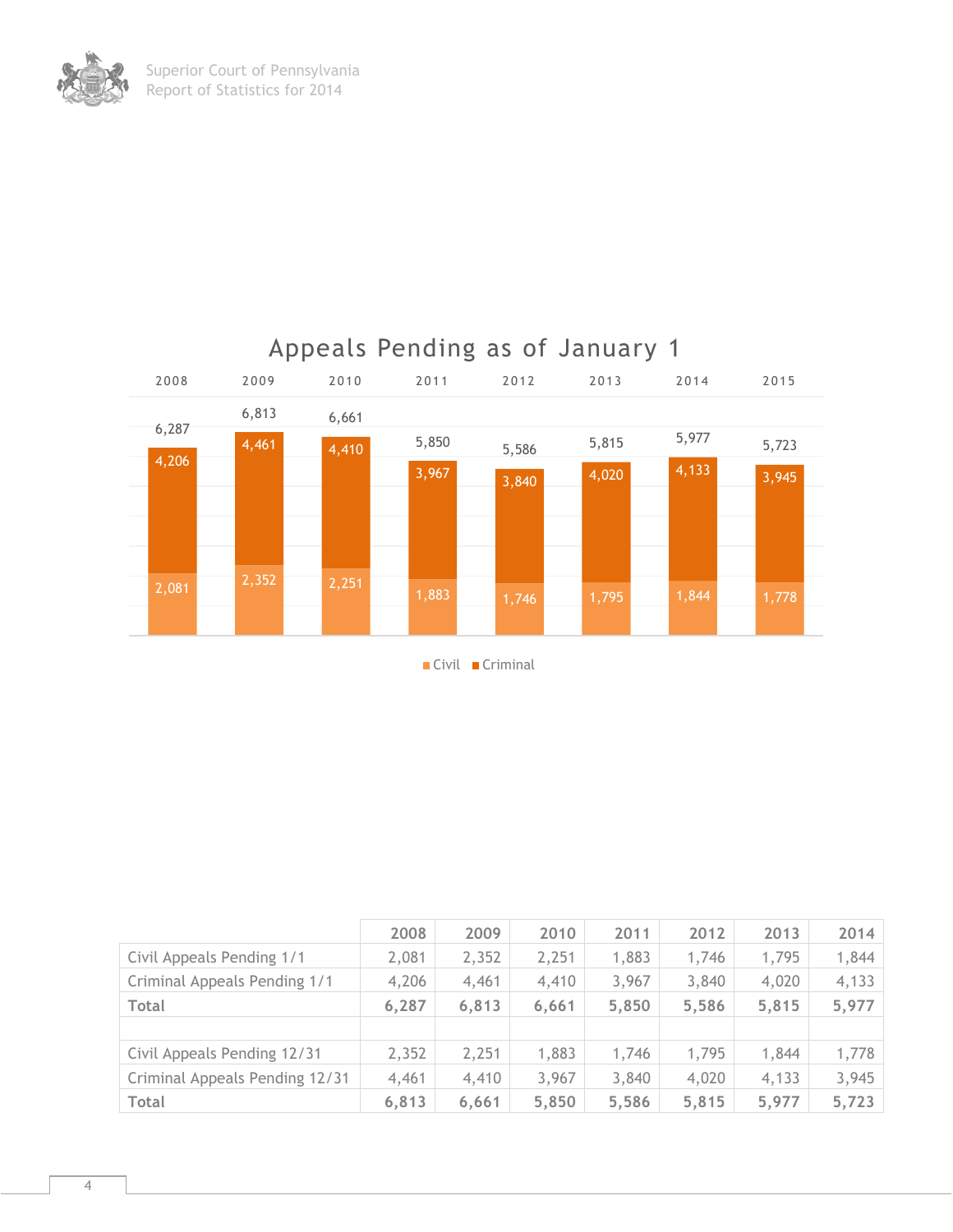## Appeals Pending as of January 1

| | 2008 | 2009 | 2010 | 2011 | 2012 | 2013 | 2014 | 2015 |
|---|---|---|---|---|---|---|---|---|
| Civil | 2,081 | 2,352 | 2,251 | 1,883 | 1,746 | 1,795 | 1,844 | 1,778 |
| Criminal | 4,206 | 4,461 | 4,410 | 3,967 | 3,840 | 4,020 | 4,133 | 3,945 |
| Total | 6,287 | 6,813 | 6,661 | 5,850 | 5,586 | 5,815 | 5,977 | 5,723 |

| | 2008 | 2009 | 2010 | 2011 | 2012 | 2013 | 2014 |
|---|---|---|---|---|---|---|---|
| Civil Appeals Pending 1/1 | 2,081 | 2,352 | 2,251 | 1,883 | 1,746 | 1,795 | 1,844 |
| Criminal Appeals Pending 1/1 | 4,206 | 4,461 | 4,410 | 3,967 | 3,840 | 4,020 | 4,133 |
| **Total** | **6,287** | **6,813** | **6,661** | **5,850** | **5,586** | **5,815** | **5,977** |
| | | | | | | | |
| Civil Appeals Pending 12/31 | 2,352 | 2,251 | 1,883 | 1,746 | 1,795 | 1,844 | 1,778 |
| Criminal Appeals Pending 12/31 | 4,461 | 4,410 | 3,967 | 3,840 | 4,020 | 4,133 | 3,945 |
| **Total** | **6,813** | **6,661** | **5,850** | **5,586** | **5,815** | **5,977** | **5,723** |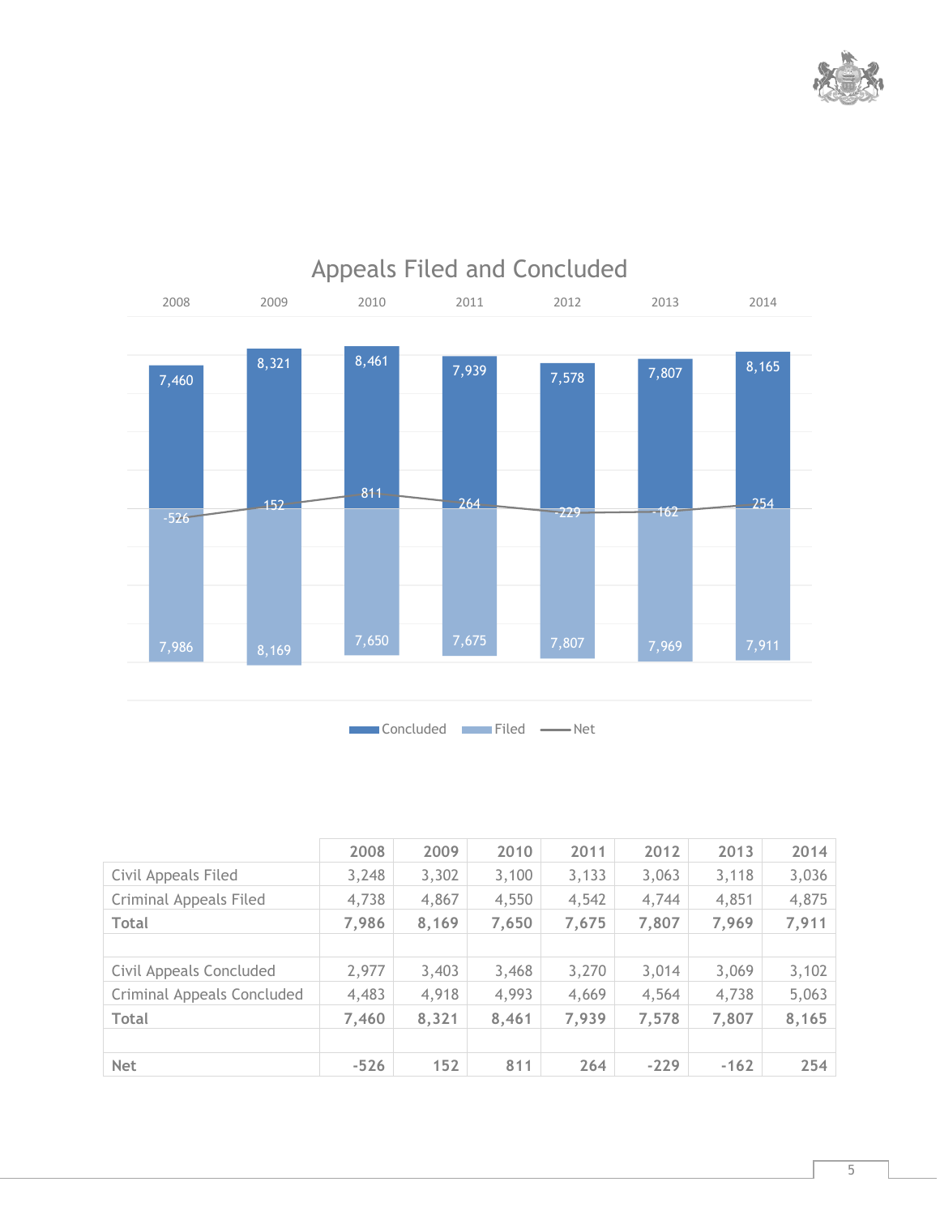## Appeals Filed and Concluded

| | 2008 | 2009 | 2010 | 2011 | 2012 | 2013 | 2014 |
|---|---|---|---|---|---|---|---|
| Concluded | 7,460 | 8,321 | 8,461 | 7,939 | 7,578 | 7,807 | 8,165 |
| Filed | 7,986 | 8,169 | 7,650 | 7,675 | 7,807 | 7,969 | 7,911 |
| Net | -526 | 152 | 811 | 264 | -229 | -162 | 254 |

| | 2008 | 2009 | 2010 | 2011 | 2012 | 2013 | 2014 |
|---|---|---|---|---|---|---|---|
| Civil Appeals Filed | 3,248 | 3,302 | 3,100 | 3,133 | 3,063 | 3,118 | 3,036 |
| Criminal Appeals Filed | 4,738 | 4,867 | 4,550 | 4,542 | 4,744 | 4,851 | 4,875 |
| **Total** | **7,986** | **8,169** | **7,650** | **7,675** | **7,807** | **7,969** | **7,911** |
| | | | | | | | |
| Civil Appeals Concluded | 2,977 | 3,403 | 3,468 | 3,270 | 3,014 | 3,069 | 3,102 |
| Criminal Appeals Concluded | 4,483 | 4,918 | 4,993 | 4,669 | 4,564 | 4,738 | 5,063 |
| **Total** | **7,460** | **8,321** | **8,461** | **7,939** | **7,578** | **7,807** | **8,165** |
| | | | | | | | |
| **Net** | **-526** | **152** | **811** | **264** | **-229** | **-162** | **254** |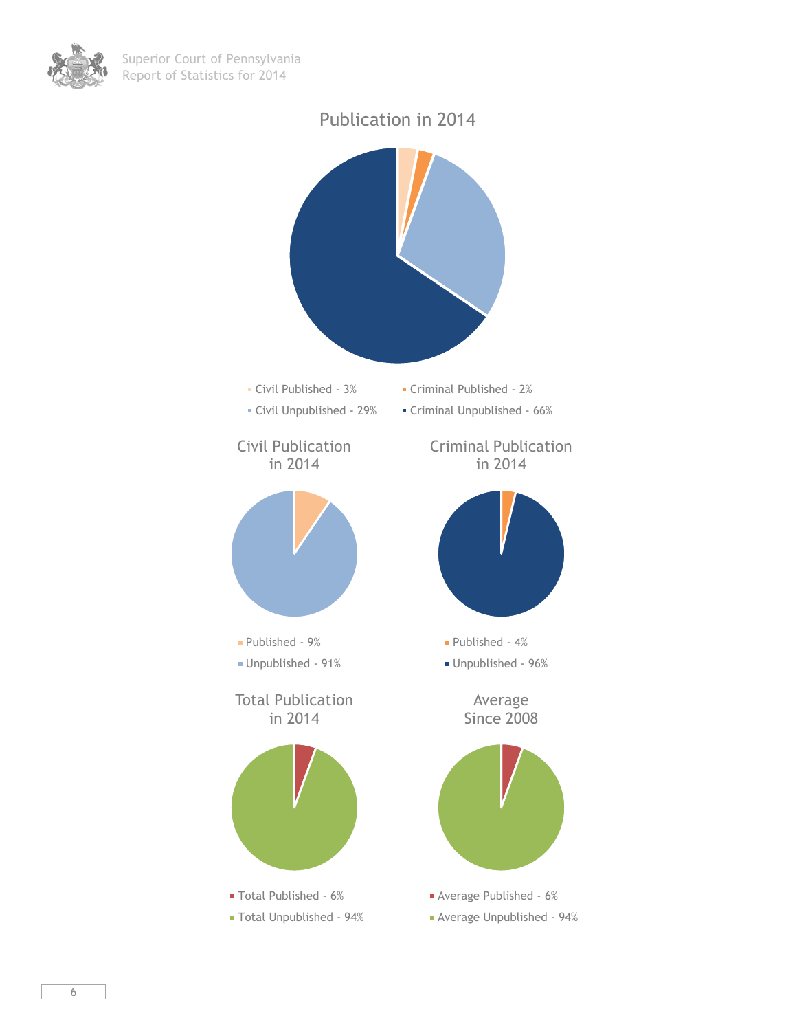## Publication in 2014

- Civil Published - 3%
- Criminal Published - 2%
- Civil Unpublished - 29%
- Criminal Unpublished - 66%

## Civil Publication in 2014

- Published - 9%
- Unpublished - 91%

## Criminal Publication in 2014

- Published - 4%
- Unpublished - 96%

## Total Publication in 2014

- Total Published - 6%
- Total Unpublished - 94%

## Average Since 2008

- Average Published - 6%
- Average Unpublished - 94%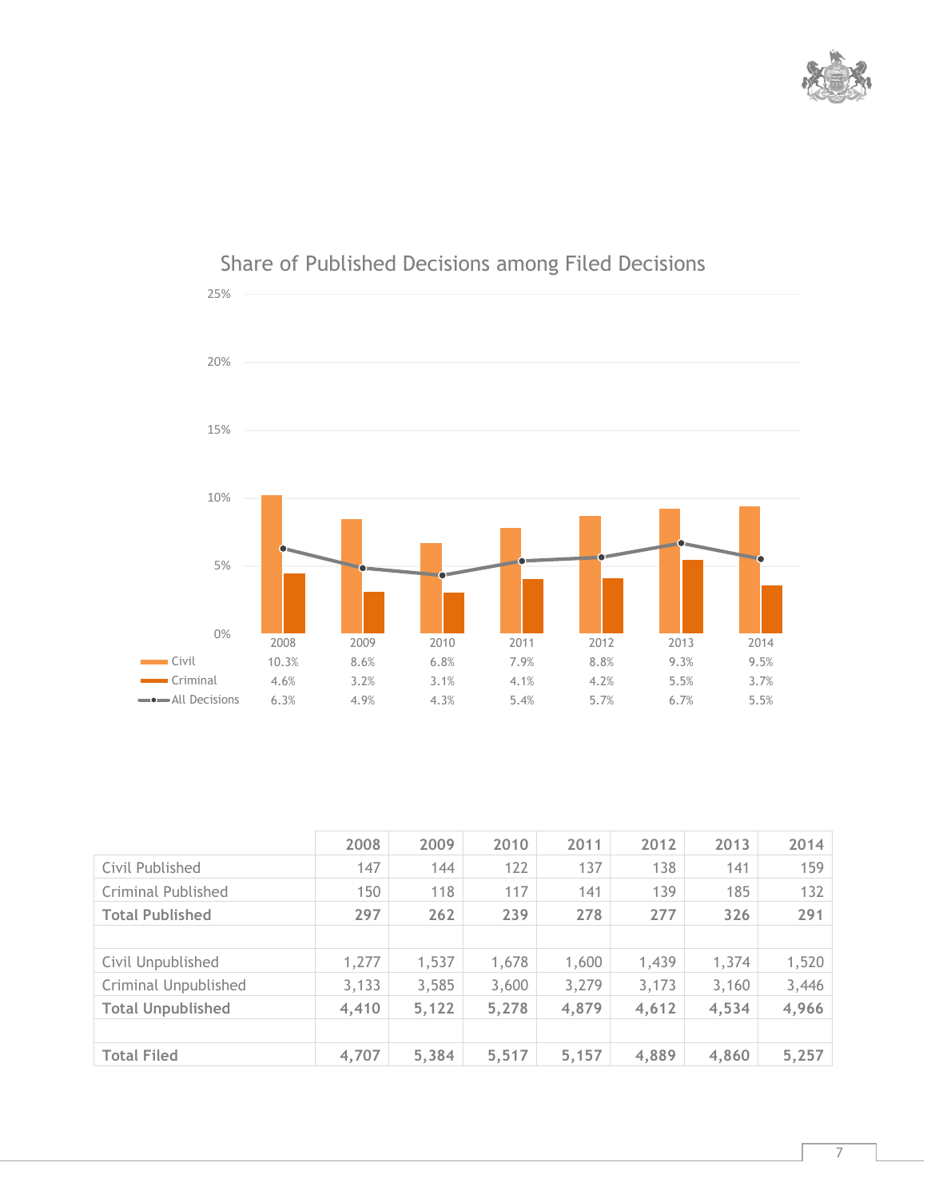## Share of Published Decisions among Filed Decisions

| | 2008 | 2009 | 2010 | 2011 | 2012 | 2013 | 2014 |
|---|---|---|---|---|---|---|---|
| Civil | 10.3% | 8.6% | 6.8% | 7.9% | 8.8% | 9.3% | 9.5% |
| Criminal | 4.6% | 3.2% | 3.1% | 4.1% | 4.2% | 5.5% | 3.7% |
| All Decisions | 6.3% | 4.9% | 4.3% | 5.4% | 5.7% | 6.7% | 5.5% |

| | 2008 | 2009 | 2010 | 2011 | 2012 | 2013 | 2014 |
|---|---|---|---|---|---|---|---|
| Civil Published | 147 | 144 | 122 | 137 | 138 | 141 | 159 |
| Criminal Published | 150 | 118 | 117 | 141 | 139 | 185 | 132 |
| **Total Published** | **297** | **262** | **239** | **278** | **277** | **326** | **291** |
| | | | | | | | |
| Civil Unpublished | 1,277 | 1,537 | 1,678 | 1,600 | 1,439 | 1,374 | 1,520 |
| Criminal Unpublished | 3,133 | 3,585 | 3,600 | 3,279 | 3,173 | 3,160 | 3,446 |
| **Total Unpublished** | **4,410** | **5,122** | **5,278** | **4,879** | **4,612** | **4,534** | **4,966** |
| | | | | | | | |
| **Total Filed** | **4,707** | **5,384** | **5,517** | **5,157** | **4,889** | **4,860** | **5,257** |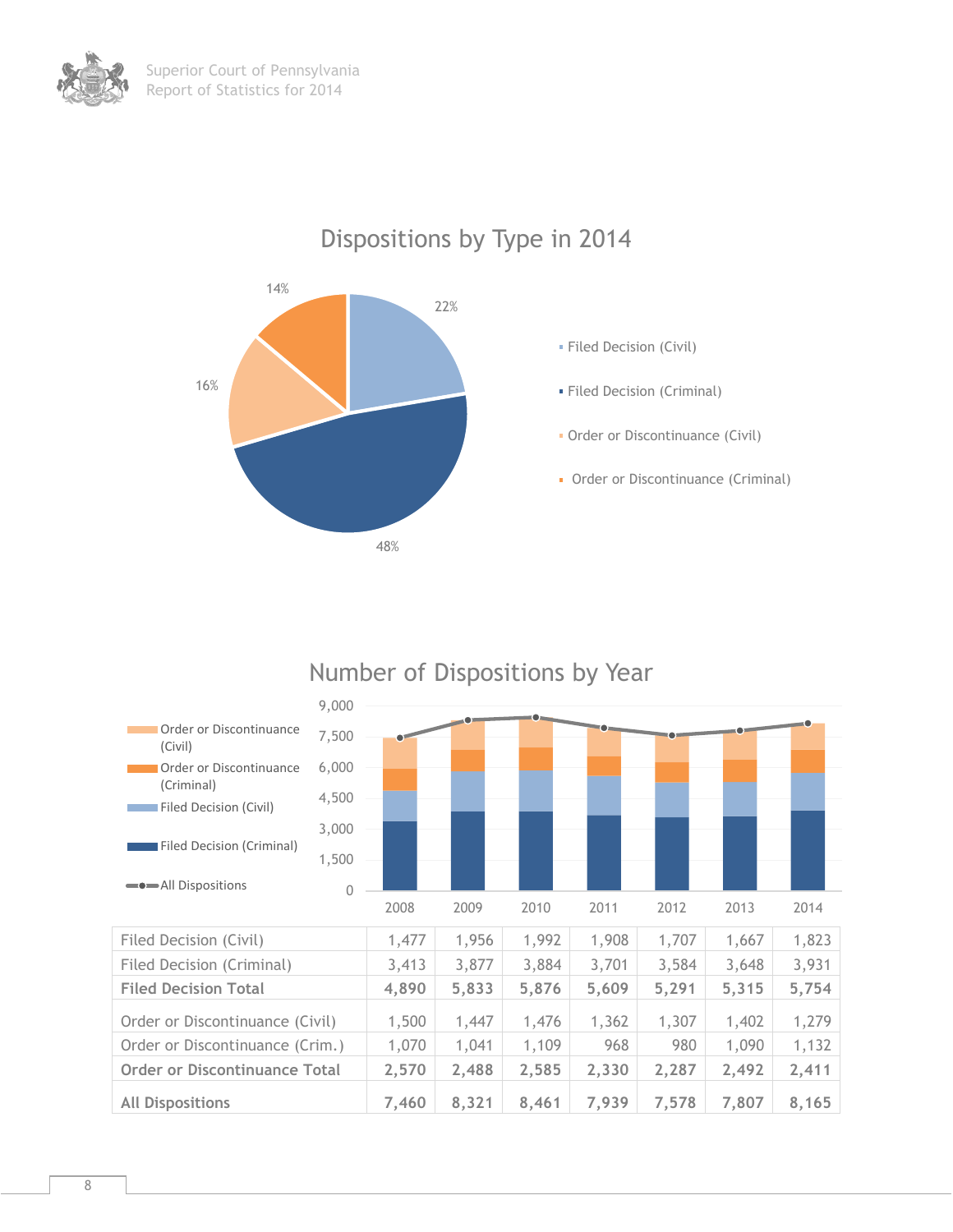## Dispositions by Type in 2014

- Filed Decision (Civil): 22%
- Filed Decision (Criminal): 48%
- Order or Discontinuance (Civil): 16%
- Order or Discontinuance (Criminal): 14%

## Number of Dispositions by Year

| | 2008 | 2009 | 2010 | 2011 | 2012 | 2013 | 2014 |
|---|---|---|---|---|---|---|---|
| Filed Decision (Civil) | 1,477 | 1,956 | 1,992 | 1,908 | 1,707 | 1,667 | 1,823 |
| Filed Decision (Criminal) | 3,413 | 3,877 | 3,884 | 3,701 | 3,584 | 3,648 | 3,931 |
| **Filed Decision Total** | **4,890** | **5,833** | **5,876** | **5,609** | **5,291** | **5,315** | **5,754** |
| Order or Discontinuance (Civil) | 1,500 | 1,447 | 1,476 | 1,362 | 1,307 | 1,402 | 1,279 |
| Order or Discontinuance (Crim.) | 1,070 | 1,041 | 1,109 | 968 | 980 | 1,090 | 1,132 |
| **Order or Discontinuance Total** | **2,570** | **2,488** | **2,585** | **2,330** | **2,287** | **2,492** | **2,411** |
| **All Dispositions** | **7,460** | **8,321** | **8,461** | **7,939** | **7,578** | **7,807** | **8,165** |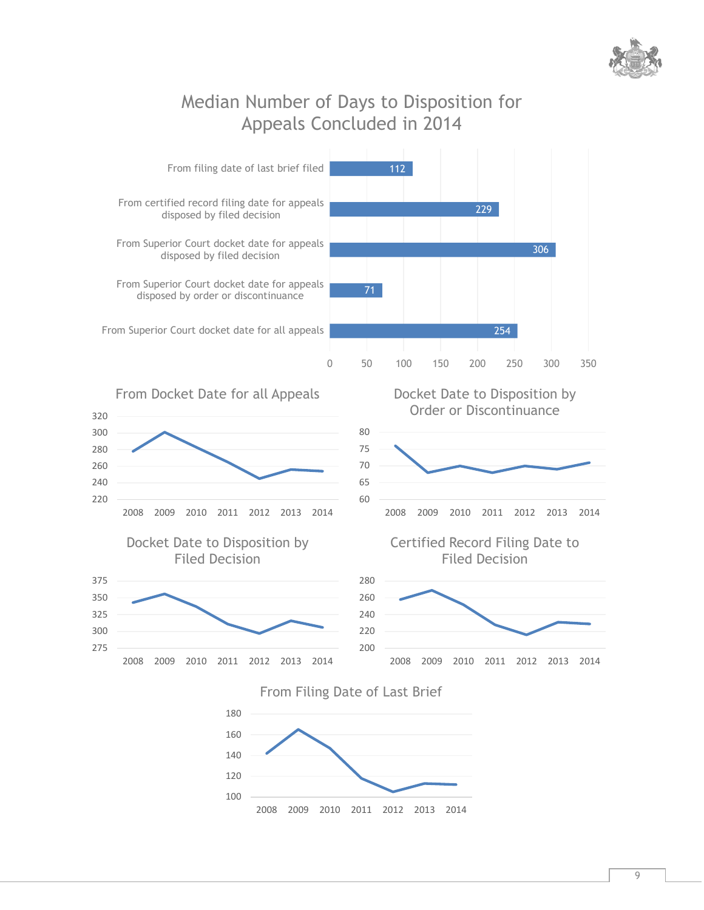## Median Number of Days to Disposition for Appeals Concluded in 2014

| Category | Days |
|---|---|
| From filing date of last brief filed | 112 |
| From certified record filing date for appeals disposed by filed decision | 229 |
| From Superior Court docket date for appeals disposed by filed decision | 306 |
| From Superior Court docket date for appeals disposed by order or discontinuance | 71 |
| From Superior Court docket date for all appeals | 254 |

### From Docket Date for all Appeals

### Docket Date to Disposition by Order or Discontinuance

### Docket Date to Disposition by Filed Decision

### Certified Record Filing Date to Filed Decision

### From Filing Date of Last Brief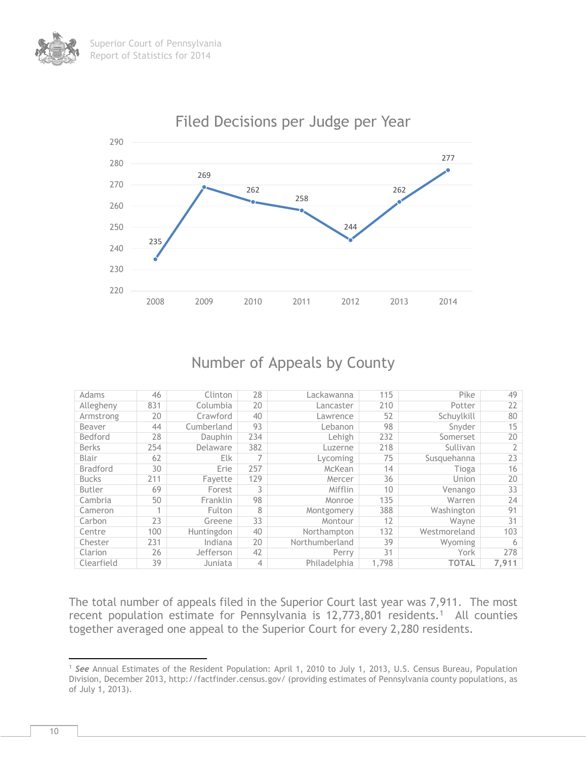## Filed Decisions per Judge per Year

| Year | Filed Decisions per Judge |
|---|---|
| 2008 | 235 |
| 2009 | 269 |
| 2010 | 262 |
| 2011 | 258 |
| 2012 | 244 |
| 2013 | 262 |
| 2014 | 277 |

## Number of Appeals by County

| County | Appeals | County | Appeals | County | Appeals | County | Appeals |
|---|---|---|---|---|---|---|---|
| Adams | 46 | Clinton | 28 | Lackawanna | 115 | Pike | 49 |
| Allegheny | 831 | Columbia | 20 | Lancaster | 210 | Potter | 22 |
| Armstrong | 20 | Crawford | 40 | Lawrence | 52 | Schuylkill | 80 |
| Beaver | 44 | Cumberland | 93 | Lebanon | 98 | Snyder | 15 |
| Bedford | 28 | Dauphin | 234 | Lehigh | 232 | Somerset | 20 |
| Berks | 254 | Delaware | 382 | Luzerne | 218 | Sullivan | 2 |
| Blair | 62 | Elk | 7 | Lycoming | 75 | Susquehanna | 23 |
| Bradford | 30 | Erie | 257 | McKean | 14 | Tioga | 16 |
| Bucks | 211 | Fayette | 129 | Mercer | 36 | Union | 20 |
| Butler | 69 | Forest | 3 | Mifflin | 10 | Venango | 33 |
| Cambria | 50 | Franklin | 98 | Monroe | 135 | Warren | 24 |
| Cameron | 1 | Fulton | 8 | Montgomery | 388 | Washington | 91 |
| Carbon | 23 | Greene | 33 | Montour | 12 | Wayne | 31 |
| Centre | 100 | Huntingdon | 40 | Northampton | 132 | Westmoreland | 103 |
| Chester | 231 | Indiana | 20 | Northumberland | 39 | Wyoming | 6 |
| Clarion | 26 | Jefferson | 42 | Perry | 31 | York | 278 |
| Clearfield | 39 | Juniata | 4 | Philadelphia | 1,798 | **TOTAL** | **7,911** |

The total number of appeals filed in the Superior Court last year was 7,911. The most recent population estimate for Pennsylvania is 12,773,801 residents.[1] All counties together averaged one appeal to the Superior Court for every 2,280 residents.

[1] ***See*** Annual Estimates of the Resident Population: April 1, 2010 to July 1, 2013, U.S. Census Bureau, Population Division, December 2013, http://factfinder.census.gov/ (providing estimates of Pennsylvania county populations, as of July 1, 2013).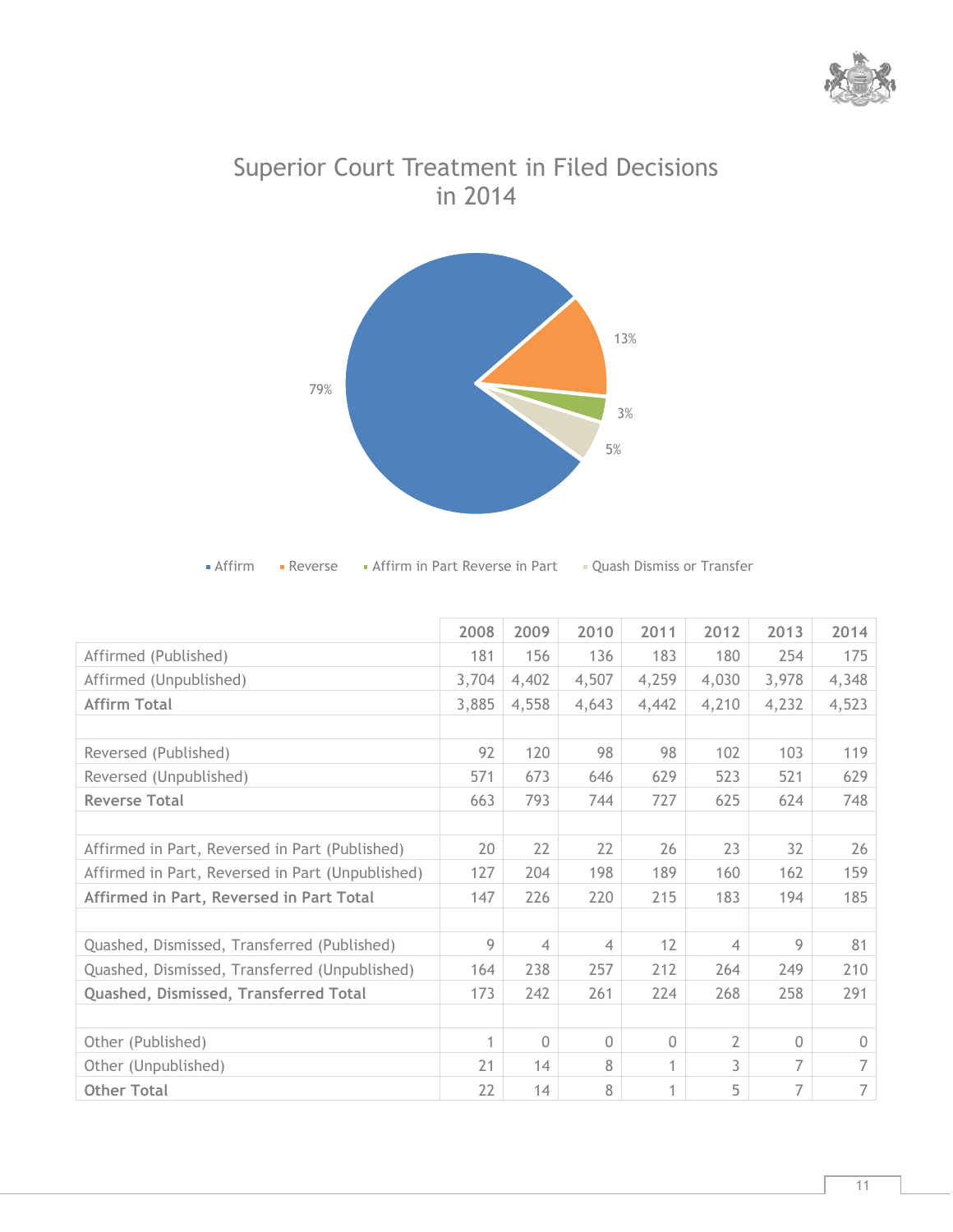## Superior Court Treatment in Filed Decisions in 2014

79%

13%

3%

5%

▪ Affirm ▪ Reverse ▪ Affirm in Part Reverse in Part ▪ Quash Dismiss or Transfer

| | 2008 | 2009 | 2010 | 2011 | 2012 | 2013 | 2014 |
|---|---|---|---|---|---|---|---|
| Affirmed (Published) | 181 | 156 | 136 | 183 | 180 | 254 | 175 |
| Affirmed (Unpublished) | 3,704 | 4,402 | 4,507 | 4,259 | 4,030 | 3,978 | 4,348 |
| **Affirm Total** | 3,885 | 4,558 | 4,643 | 4,442 | 4,210 | 4,232 | 4,523 |
| | | | | | | | |
| Reversed (Published) | 92 | 120 | 98 | 98 | 102 | 103 | 119 |
| Reversed (Unpublished) | 571 | 673 | 646 | 629 | 523 | 521 | 629 |
| **Reverse Total** | 663 | 793 | 744 | 727 | 625 | 624 | 748 |
| | | | | | | | |
| Affirmed in Part, Reversed in Part (Published) | 20 | 22 | 22 | 26 | 23 | 32 | 26 |
| Affirmed in Part, Reversed in Part (Unpublished) | 127 | 204 | 198 | 189 | 160 | 162 | 159 |
| **Affirmed in Part, Reversed in Part Total** | 147 | 226 | 220 | 215 | 183 | 194 | 185 |
| | | | | | | | |
| Quashed, Dismissed, Transferred (Published) | 9 | 4 | 4 | 12 | 4 | 9 | 81 |
| Quashed, Dismissed, Transferred (Unpublished) | 164 | 238 | 257 | 212 | 264 | 249 | 210 |
| **Quashed, Dismissed, Transferred Total** | 173 | 242 | 261 | 224 | 268 | 258 | 291 |
| | | | | | | | |
| Other (Published) | 1 | 0 | 0 | 0 | 2 | 0 | 0 |
| Other (Unpublished) | 21 | 14 | 8 | 1 | 3 | 7 | 7 |
| **Other Total** | 22 | 14 | 8 | 1 | 5 | 7 | 7 |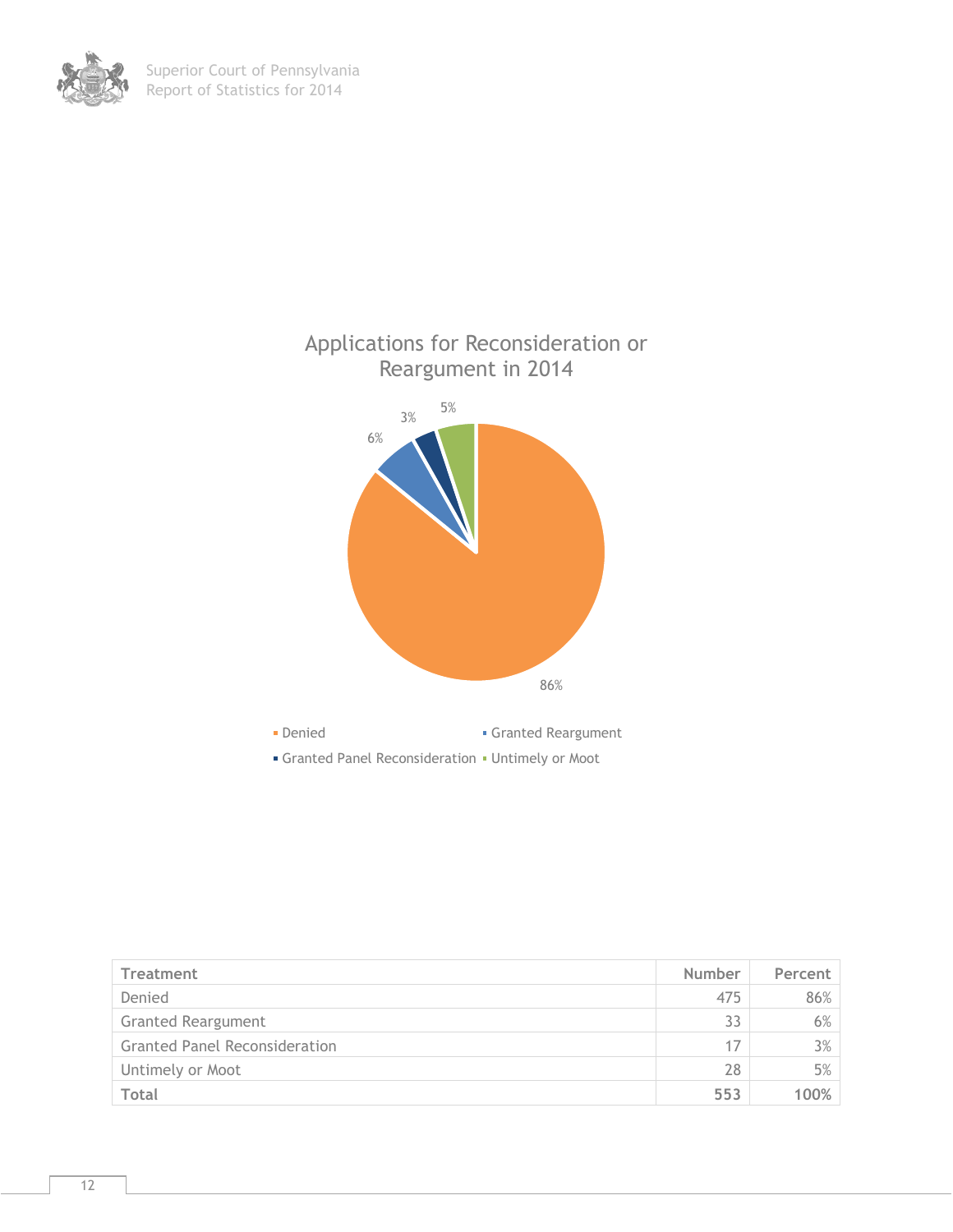## Applications for Reconsideration or Reargument in 2014

| Treatment | Number | Percent |
| --- | --- | --- |
| Denied | 475 | 86% |
| Granted Reargument | 33 | 6% |
| Granted Panel Reconsideration | 17 | 3% |
| Untimely or Moot | 28 | 5% |
| **Total** | **553** | **100%** |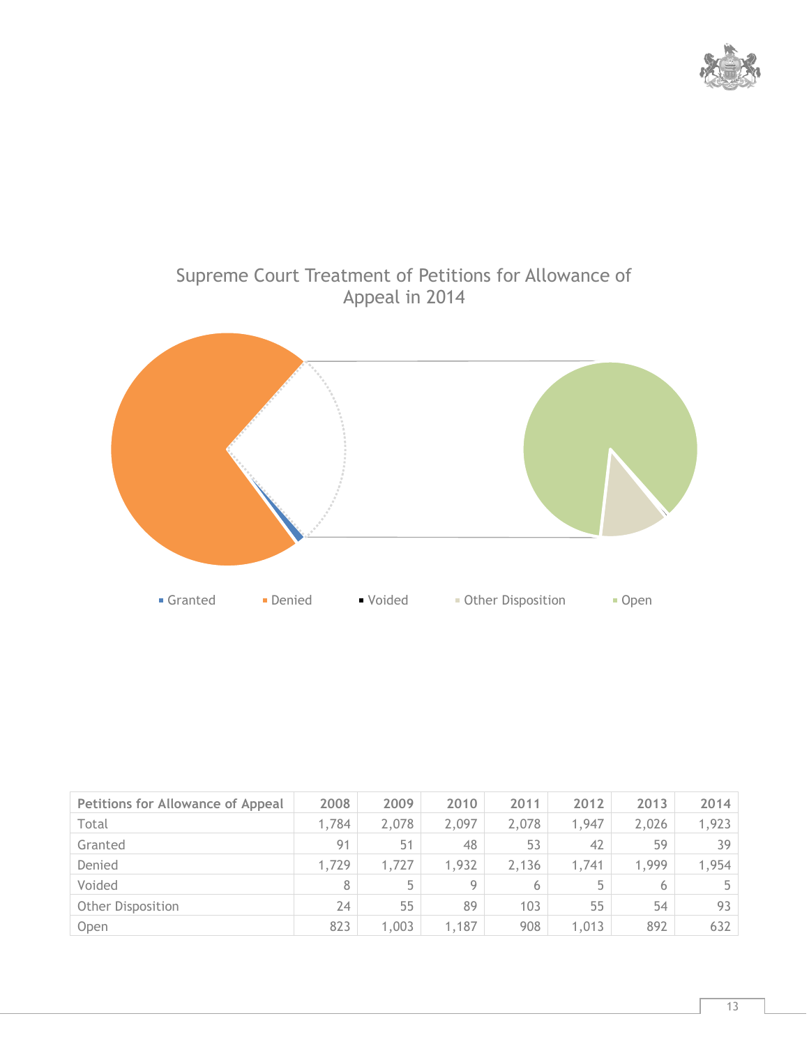## Supreme Court Treatment of Petitions for Allowance of Appeal in 2014

Granted · Denied · Voided · Other Disposition · Open

| Petitions for Allowance of Appeal | 2008 | 2009 | 2010 | 2011 | 2012 | 2013 | 2014 |
|---|---|---|---|---|---|---|---|
| Total | 1,784 | 2,078 | 2,097 | 2,078 | 1,947 | 2,026 | 1,923 |
| Granted | 91 | 51 | 48 | 53 | 42 | 59 | 39 |
| Denied | 1,729 | 1,727 | 1,932 | 2,136 | 1,741 | 1,999 | 1,954 |
| Voided | 8 | 5 | 9 | 6 | 5 | 6 | 5 |
| Other Disposition | 24 | 55 | 89 | 103 | 55 | 54 | 93 |
| Open | 823 | 1,003 | 1,187 | 908 | 1,013 | 892 | 632 |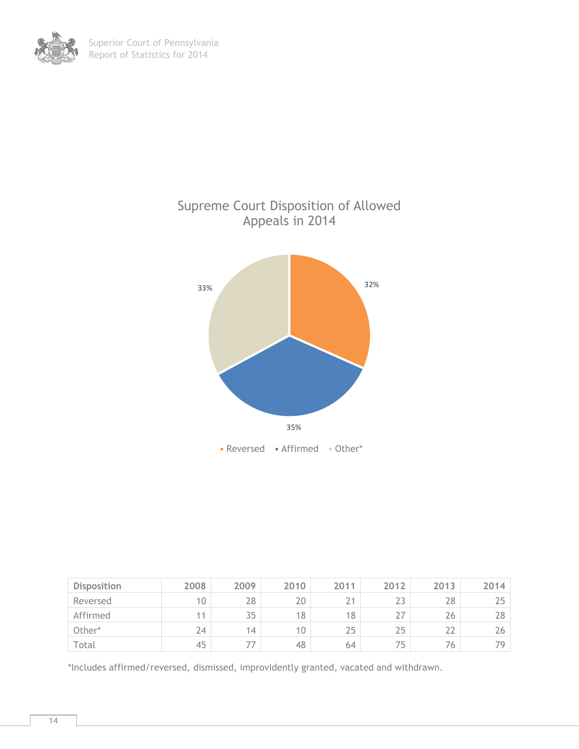## Supreme Court Disposition of Allowed Appeals in 2014

32%

35%

33%

Reversed · Affirmed · Other*

| Disposition | 2008 | 2009 | 2010 | 2011 | 2012 | 2013 | 2014 |
|---|---|---|---|---|---|---|---|
| Reversed | 10 | 28 | 20 | 21 | 23 | 28 | 25 |
| Affirmed | 11 | 35 | 18 | 18 | 27 | 26 | 28 |
| Other* | 24 | 14 | 10 | 25 | 25 | 22 | 26 |
| Total | 45 | 77 | 48 | 64 | 75 | 76 | 79 |

*Includes affirmed/reversed, dismissed, improvidently granted, vacated and withdrawn.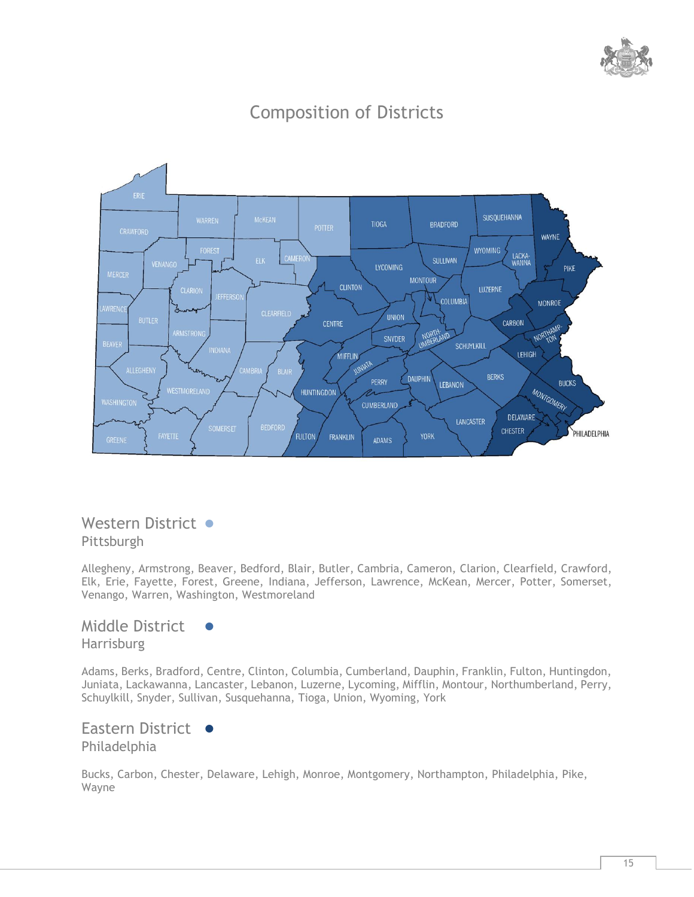# Composition of Districts

## Western District

Pittsburgh

Allegheny, Armstrong, Beaver, Bedford, Blair, Butler, Cambria, Cameron, Clarion, Clearfield, Crawford, Elk, Erie, Fayette, Forest, Greene, Indiana, Jefferson, Lawrence, McKean, Mercer, Potter, Somerset, Venango, Warren, Washington, Westmoreland

## Middle District

Harrisburg

Adams, Berks, Bradford, Centre, Clinton, Columbia, Cumberland, Dauphin, Franklin, Fulton, Huntingdon, Juniata, Lackawanna, Lancaster, Lebanon, Luzerne, Lycoming, Mifflin, Montour, Northumberland, Perry, Schuylkill, Snyder, Sullivan, Susquehanna, Tioga, Union, Wyoming, York

## Eastern District

Philadelphia

Bucks, Carbon, Chester, Delaware, Lehigh, Monroe, Montgomery, Northampton, Philadelphia, Pike, Wayne